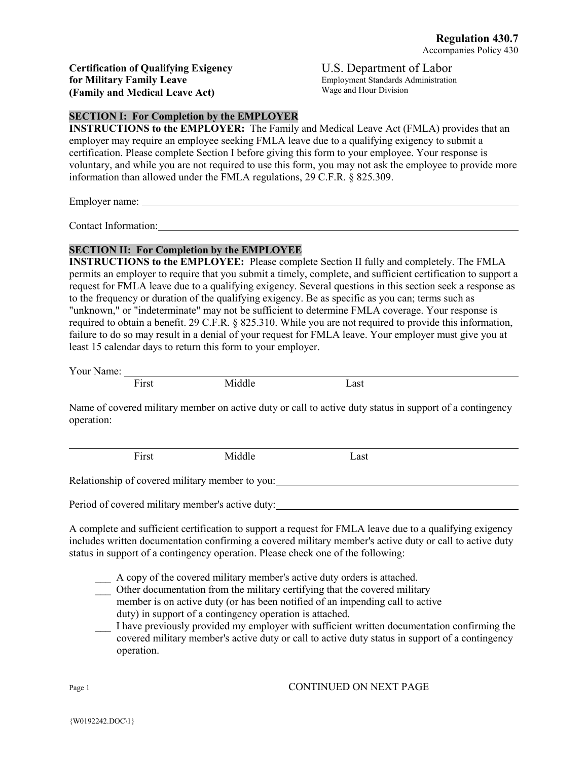**Regulation 430.7**
Accompanies Policy 430

**Certification of Qualifying Exigency for Military Family Leave (Family and Medical Leave Act)**

U.S. Department of Labor
Employment Standards Administration
Wage and Hour Division

## SECTION I: For Completion by the EMPLOYER

**INSTRUCTIONS to the EMPLOYER:** The Family and Medical Leave Act (FMLA) provides that an employer may require an employee seeking FMLA leave due to a qualifying exigency to submit a certification. Please complete Section I before giving this form to your employee. Your response is voluntary, and while you are not required to use this form, you may not ask the employee to provide more information than allowed under the FMLA regulations, 29 C.F.R. § 825.309.

Employer name: ______________________________________________

Contact Information: ______________________________________________

## SECTION II: For Completion by the EMPLOYEE

**INSTRUCTIONS to the EMPLOYEE:** Please complete Section II fully and completely. The FMLA permits an employer to require that you submit a timely, complete, and sufficient certification to support a request for FMLA leave due to a qualifying exigency. Several questions in this section seek a response as to the frequency or duration of the qualifying exigency. Be as specific as you can; terms such as "unknown," or "indeterminate" may not be sufficient to determine FMLA coverage. Your response is required to obtain a benefit. 29 C.F.R. § 825.310. While you are not required to provide this information, failure to do so may result in a denial of your request for FMLA leave. Your employer must give you at least 15 calendar days to return this form to your employer.

Your Name: ______________________________________________
First Middle Last

Name of covered military member on active duty or call to active duty status in support of a contingency operation:

______________________________________________
First Middle Last

Relationship of covered military member to you: ______________________________________________

Period of covered military member's active duty: ______________________________________________

A complete and sufficient certification to support a request for FMLA leave due to a qualifying exigency includes written documentation confirming a covered military member's active duty or call to active duty status in support of a contingency operation. Please check one of the following:

- ___ A copy of the covered military member's active duty orders is attached.
- ___ Other documentation from the military certifying that the covered military member is on active duty (or has been notified of an impending call to active duty) in support of a contingency operation is attached.
- ___ I have previously provided my employer with sufficient written documentation confirming the covered military member's active duty or call to active duty status in support of a contingency operation.

CONTINUED ON NEXT PAGE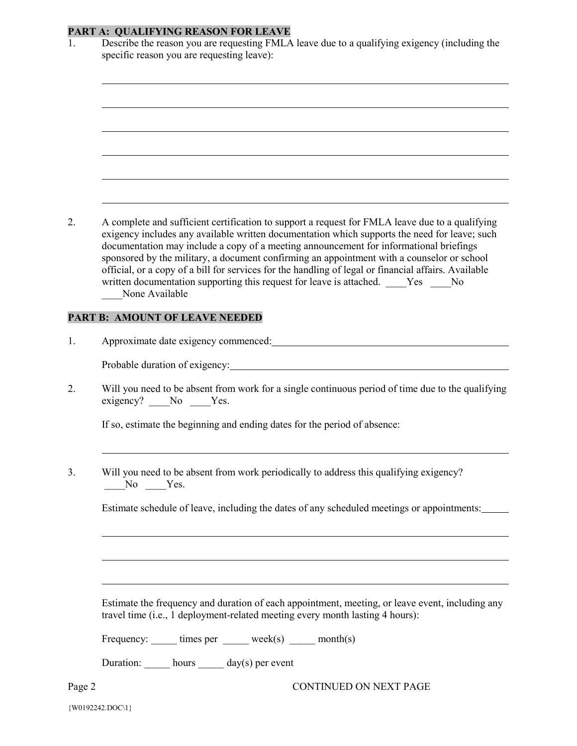**PART A: QUALIFYING REASON FOR LEAVE**

1. Describe the reason you are requesting FMLA leave due to a qualifying exigency (including the specific reason you are requesting leave):

______________________________________________________________________

______________________________________________________________________

______________________________________________________________________

______________________________________________________________________

______________________________________________________________________

______________________________________________________________________

2. A complete and sufficient certification to support a request for FMLA leave due to a qualifying exigency includes any available written documentation which supports the need for leave; such documentation may include a copy of a meeting announcement for informational briefings sponsored by the military, a document confirming an appointment with a counselor or school official, or a copy of a bill for services for the handling of legal or financial affairs. Available written documentation supporting this request for leave is attached. ____Yes ____No ____None Available

**PART B: AMOUNT OF LEAVE NEEDED**

1. Approximate date exigency commenced:______________________________________________

   Probable duration of exigency:____________________________________________________

2. Will you need to be absent from work for a single continuous period of time due to the qualifying exigency? ____No ____Yes.

   If so, estimate the beginning and ending dates for the period of absence:

   ______________________________________________________________________

3. Will you need to be absent from work periodically to address this qualifying exigency? ____No ____Yes.

   Estimate schedule of leave, including the dates of any scheduled meetings or appointments:_____

   ______________________________________________________________________

   ______________________________________________________________________

   ______________________________________________________________________

   Estimate the frequency and duration of each appointment, meeting, or leave event, including any travel time (i.e., 1 deployment-related meeting every month lasting 4 hours):

   Frequency: _____ times per _____ week(s) _____ month(s)

   Duration: _____ hours _____ day(s) per event

CONTINUED ON NEXT PAGE

{W0192242.DOC\1}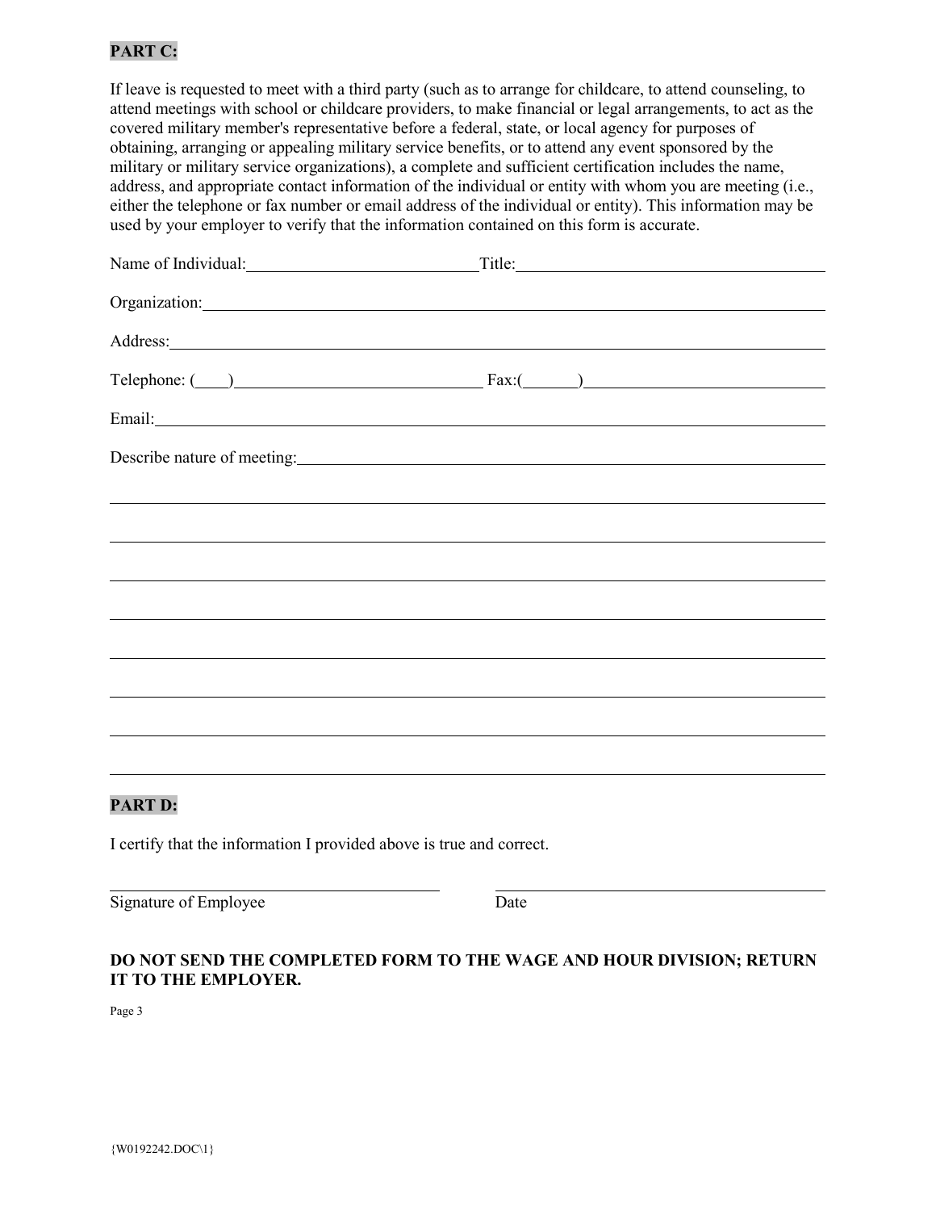**PART C:**

If leave is requested to meet with a third party (such as to arrange for childcare, to attend counseling, to attend meetings with school or childcare providers, to make financial or legal arrangements, to act as the covered military member's representative before a federal, state, or local agency for purposes of obtaining, arranging or appealing military service benefits, or to attend any event sponsored by the military or military service organizations), a complete and sufficient certification includes the name, address, and appropriate contact information of the individual or entity with whom you are meeting (i.e., either the telephone or fax number or email address of the individual or entity). This information may be used by your employer to verify that the information contained on this form is accurate.

Name of Individual:____________________________ Title:________________________________________

Organization:______________________________________________________________________________

Address:__________________________________________________________________________________

Telephone: (____)______________________________ Fax:(_______)____________________________

Email:____________________________________________________________________________________

Describe nature of meeting:_______________________________________________________________

__________________________________________________________________________________________

__________________________________________________________________________________________

__________________________________________________________________________________________

__________________________________________________________________________________________

__________________________________________________________________________________________

__________________________________________________________________________________________

__________________________________________________________________________________________

__________________________________________________________________________________________

**PART D:**

I certify that the information I provided above is true and correct.

________________________________________ ________________________________________

Signature of Employee Date

**DO NOT SEND THE COMPLETED FORM TO THE WAGE AND HOUR DIVISION; RETURN IT TO THE EMPLOYER.**

{W0192242.DOC\1}